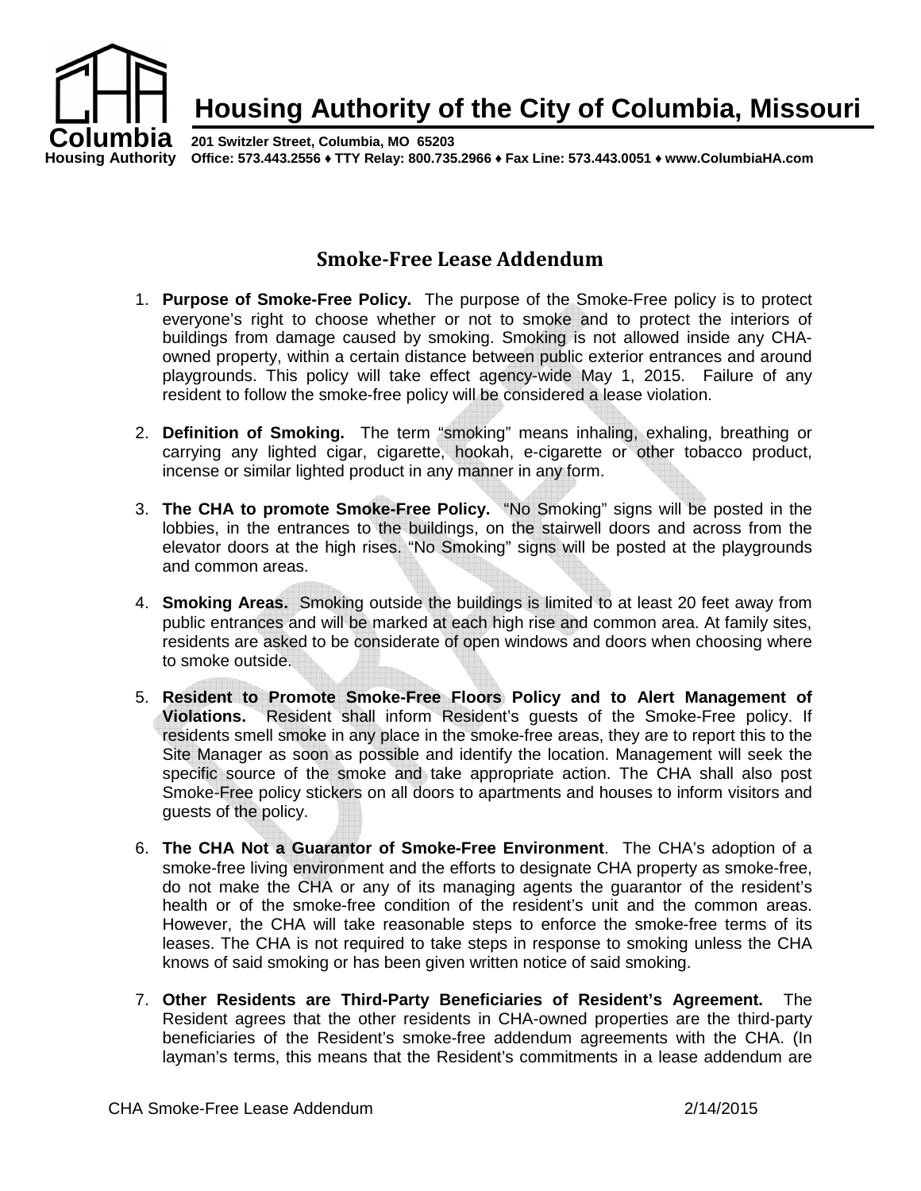# Housing Authority of the City of Columbia, Missouri

201 Switzler Street, Columbia, MO 65203
Office: 573.443.2556 ♦ TTY Relay: 800.735.2966 ♦ Fax Line: 573.443.0051 ♦ www.ColumbiaHA.com

## Smoke-Free Lease Addendum

1. **Purpose of Smoke-Free Policy.** The purpose of the Smoke-Free policy is to protect everyone's right to choose whether or not to smoke and to protect the interiors of buildings from damage caused by smoking. Smoking is not allowed inside any CHA-owned property, within a certain distance between public exterior entrances and around playgrounds. This policy will take effect agency-wide May 1, 2015. Failure of any resident to follow the smoke-free policy will be considered a lease violation.

2. **Definition of Smoking.** The term "smoking" means inhaling, exhaling, breathing or carrying any lighted cigar, cigarette, hookah, e-cigarette or other tobacco product, incense or similar lighted product in any manner in any form.

3. **The CHA to promote Smoke-Free Policy.** "No Smoking" signs will be posted in the lobbies, in the entrances to the buildings, on the stairwell doors and across from the elevator doors at the high rises. "No Smoking" signs will be posted at the playgrounds and common areas.

4. **Smoking Areas.** Smoking outside the buildings is limited to at least 20 feet away from public entrances and will be marked at each high rise and common area. At family sites, residents are asked to be considerate of open windows and doors when choosing where to smoke outside.

5. **Resident to Promote Smoke-Free Floors Policy and to Alert Management of Violations.** Resident shall inform Resident's guests of the Smoke-Free policy. If residents smell smoke in any place in the smoke-free areas, they are to report this to the Site Manager as soon as possible and identify the location. Management will seek the specific source of the smoke and take appropriate action. The CHA shall also post Smoke-Free policy stickers on all doors to apartments and houses to inform visitors and guests of the policy.

6. **The CHA Not a Guarantor of Smoke-Free Environment**. The CHA's adoption of a smoke-free living environment and the efforts to designate CHA property as smoke-free, do not make the CHA or any of its managing agents the guarantor of the resident's health or of the smoke-free condition of the resident's unit and the common areas. However, the CHA will take reasonable steps to enforce the smoke-free terms of its leases. The CHA is not required to take steps in response to smoking unless the CHA knows of said smoking or has been given written notice of said smoking.

7. **Other Residents are Third-Party Beneficiaries of Resident's Agreement.** The Resident agrees that the other residents in CHA-owned properties are the third-party beneficiaries of the Resident's smoke-free addendum agreements with the CHA. (In layman's terms, this means that the Resident's commitments in a lease addendum are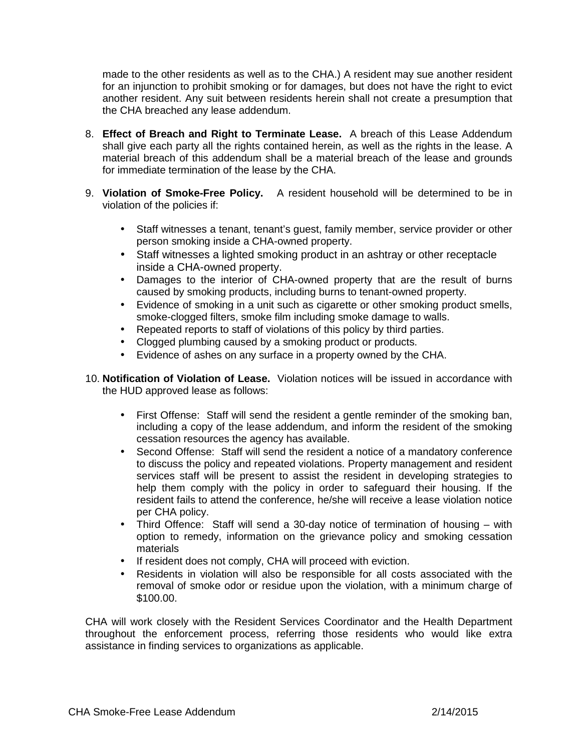made to the other residents as well as to the CHA.) A resident may sue another resident for an injunction to prohibit smoking or for damages, but does not have the right to evict another resident. Any suit between residents herein shall not create a presumption that the CHA breached any lease addendum.

8. **Effect of Breach and Right to Terminate Lease.** A breach of this Lease Addendum shall give each party all the rights contained herein, as well as the rights in the lease. A material breach of this addendum shall be a material breach of the lease and grounds for immediate termination of the lease by the CHA.

9. **Violation of Smoke-Free Policy.** A resident household will be determined to be in violation of the policies if:

   - Staff witnesses a tenant, tenant's guest, family member, service provider or other person smoking inside a CHA-owned property.
   - Staff witnesses a lighted smoking product in an ashtray or other receptacle inside a CHA-owned property.
   - Damages to the interior of CHA-owned property that are the result of burns caused by smoking products, including burns to tenant-owned property.
   - Evidence of smoking in a unit such as cigarette or other smoking product smells, smoke-clogged filters, smoke film including smoke damage to walls.
   - Repeated reports to staff of violations of this policy by third parties.
   - Clogged plumbing caused by a smoking product or products.
   - Evidence of ashes on any surface in a property owned by the CHA.

10. **Notification of Violation of Lease.** Violation notices will be issued in accordance with the HUD approved lease as follows:

    - First Offense: Staff will send the resident a gentle reminder of the smoking ban, including a copy of the lease addendum, and inform the resident of the smoking cessation resources the agency has available.
    - Second Offense: Staff will send the resident a notice of a mandatory conference to discuss the policy and repeated violations. Property management and resident services staff will be present to assist the resident in developing strategies to help them comply with the policy in order to safeguard their housing. If the resident fails to attend the conference, he/she will receive a lease violation notice per CHA policy.
    - Third Offence: Staff will send a 30-day notice of termination of housing – with option to remedy, information on the grievance policy and smoking cessation materials
    - If resident does not comply, CHA will proceed with eviction.
    - Residents in violation will also be responsible for all costs associated with the removal of smoke odor or residue upon the violation, with a minimum charge of $100.00.

CHA will work closely with the Resident Services Coordinator and the Health Department throughout the enforcement process, referring those residents who would like extra assistance in finding services to organizations as applicable.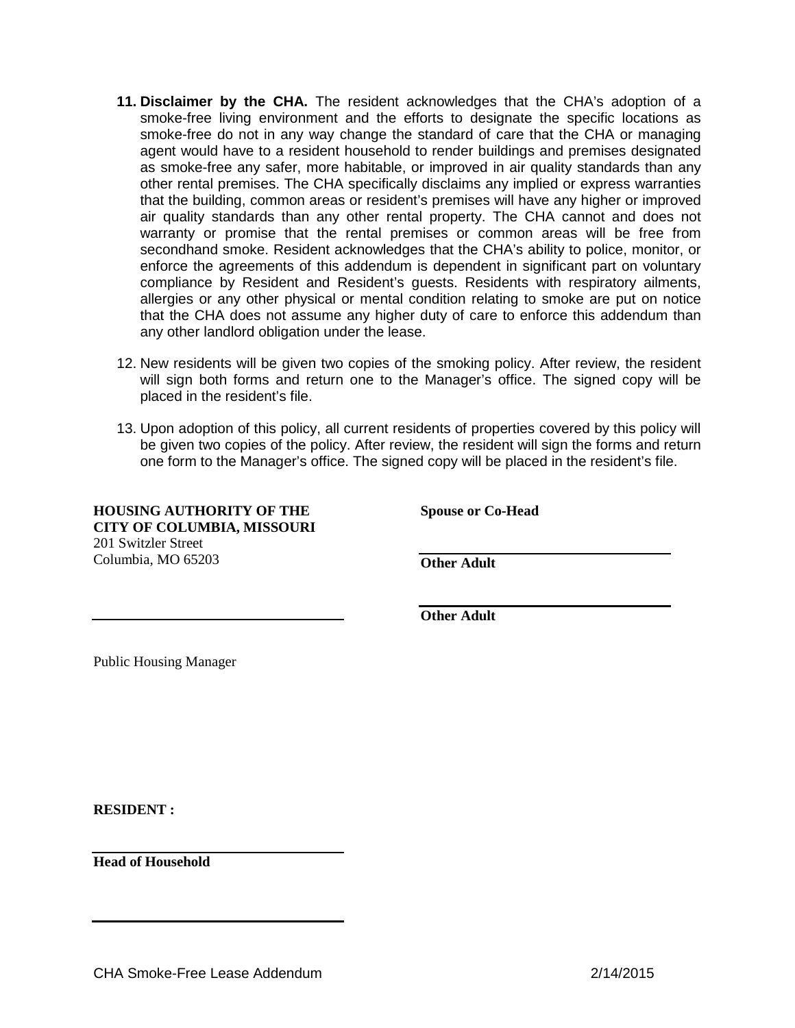11. **Disclaimer by the CHA.** The resident acknowledges that the CHA's adoption of a smoke-free living environment and the efforts to designate the specific locations as smoke-free do not in any way change the standard of care that the CHA or managing agent would have to a resident household to render buildings and premises designated as smoke-free any safer, more habitable, or improved in air quality standards than any other rental premises. The CHA specifically disclaims any implied or express warranties that the building, common areas or resident's premises will have any higher or improved air quality standards than any other rental property. The CHA cannot and does not warranty or promise that the rental premises or common areas will be free from secondhand smoke. Resident acknowledges that the CHA's ability to police, monitor, or enforce the agreements of this addendum is dependent in significant part on voluntary compliance by Resident and Resident's guests. Residents with respiratory ailments, allergies or any other physical or mental condition relating to smoke are put on notice that the CHA does not assume any higher duty of care to enforce this addendum than any other landlord obligation under the lease.

12. New residents will be given two copies of the smoking policy. After review, the resident will sign both forms and return one to the Manager's office. The signed copy will be placed in the resident's file.

13. Upon adoption of this policy, all current residents of properties covered by this policy will be given two copies of the policy. After review, the resident will sign the forms and return one form to the Manager's office. The signed copy will be placed in the resident's file.

**HOUSING AUTHORITY OF THE CITY OF COLUMBIA, MISSOURI**
201 Switzler Street
Columbia, MO 65203

\_\_\_\_\_\_\_\_\_\_\_\_\_\_\_\_\_\_\_\_\_\_\_\_\_\_\_\_\_\_

Public Housing Manager

**Spouse or Co-Head**

\_\_\_\_\_\_\_\_\_\_\_\_\_\_\_\_\_\_\_\_\_\_\_\_\_\_\_\_\_\_

**Other Adult**

\_\_\_\_\_\_\_\_\_\_\_\_\_\_\_\_\_\_\_\_\_\_\_\_\_\_\_\_\_\_

**Other Adult**

**RESIDENT :**

\_\_\_\_\_\_\_\_\_\_\_\_\_\_\_\_\_\_\_\_\_\_\_\_\_\_\_\_\_\_

**Head of Household**

\_\_\_\_\_\_\_\_\_\_\_\_\_\_\_\_\_\_\_\_\_\_\_\_\_\_\_\_\_\_